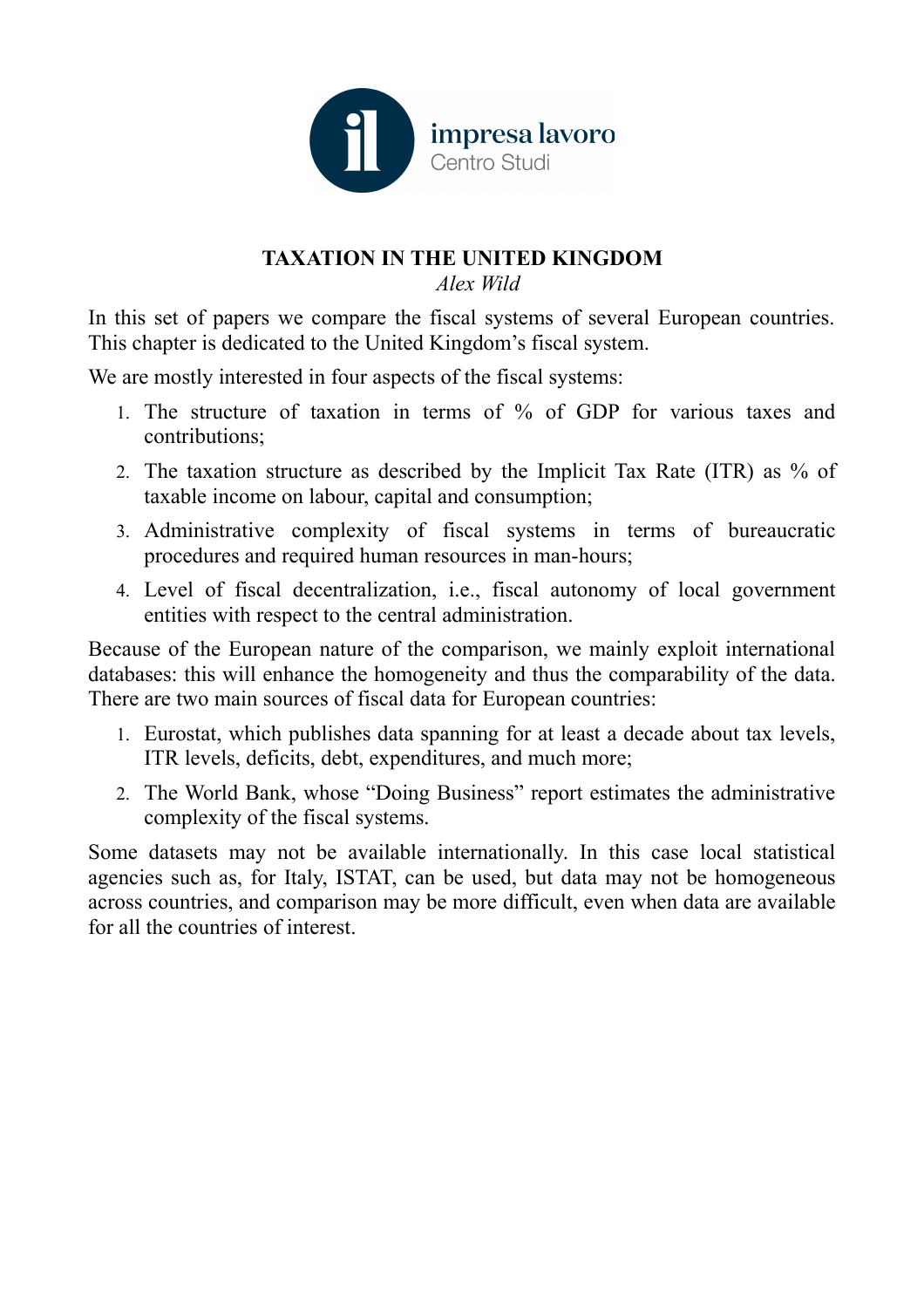impresa lavoro
Centro Studi

# TAXATION IN THE UNITED KINGDOM

*Alex Wild*

In this set of papers we compare the fiscal systems of several European countries. This chapter is dedicated to the United Kingdom's fiscal system.

We are mostly interested in four aspects of the fiscal systems:

1. The structure of taxation in terms of % of GDP for various taxes and contributions;
2. The taxation structure as described by the Implicit Tax Rate (ITR) as % of taxable income on labour, capital and consumption;
3. Administrative complexity of fiscal systems in terms of bureaucratic procedures and required human resources in man-hours;
4. Level of fiscal decentralization, i.e., fiscal autonomy of local government entities with respect to the central administration.

Because of the European nature of the comparison, we mainly exploit international databases: this will enhance the homogeneity and thus the comparability of the data. There are two main sources of fiscal data for European countries:

1. Eurostat, which publishes data spanning for at least a decade about tax levels, ITR levels, deficits, debt, expenditures, and much more;
2. The World Bank, whose "Doing Business" report estimates the administrative complexity of the fiscal systems.

Some datasets may not be available internationally. In this case local statistical agencies such as, for Italy, ISTAT, can be used, but data may not be homogeneous across countries, and comparison may be more difficult, even when data are available for all the countries of interest.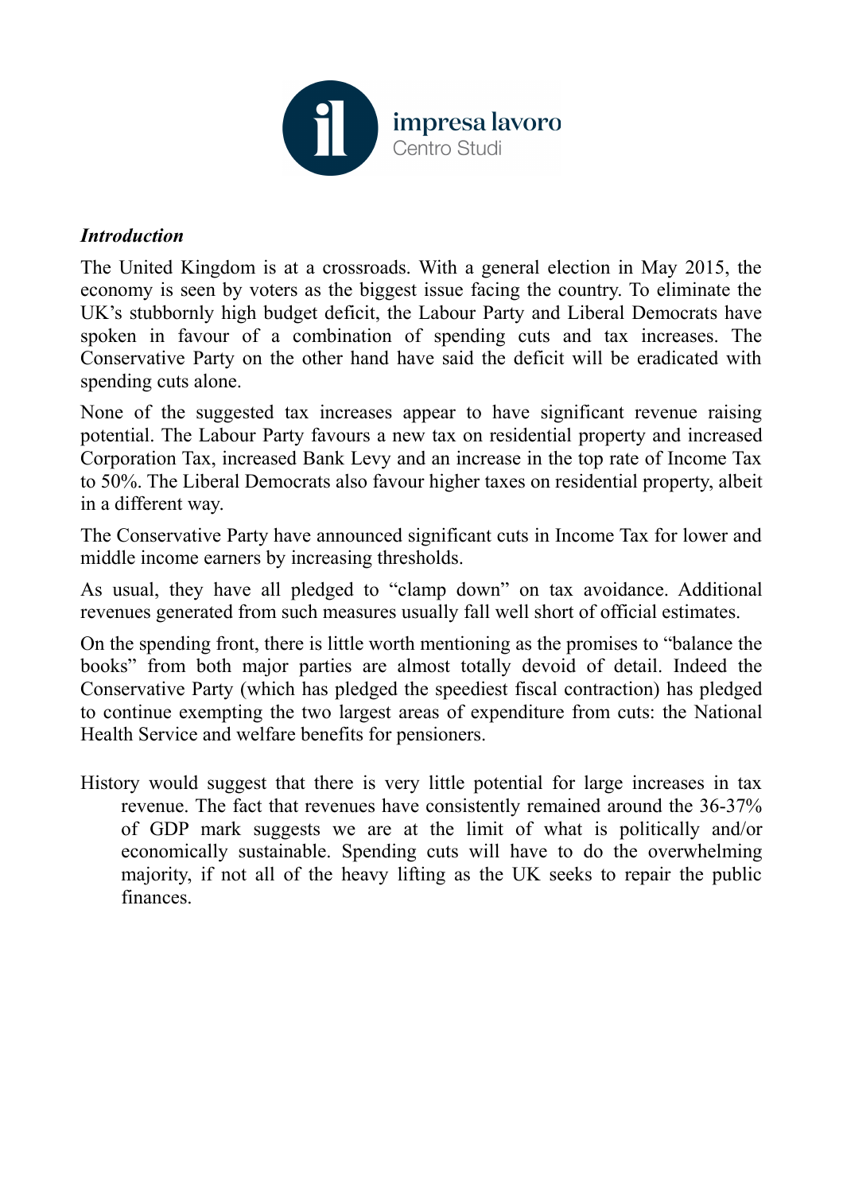### *Introduction*

The United Kingdom is at a crossroads. With a general election in May 2015, the economy is seen by voters as the biggest issue facing the country. To eliminate the UK's stubbornly high budget deficit, the Labour Party and Liberal Democrats have spoken in favour of a combination of spending cuts and tax increases. The Conservative Party on the other hand have said the deficit will be eradicated with spending cuts alone.

None of the suggested tax increases appear to have significant revenue raising potential. The Labour Party favours a new tax on residential property and increased Corporation Tax, increased Bank Levy and an increase in the top rate of Income Tax to 50%. The Liberal Democrats also favour higher taxes on residential property, albeit in a different way.

The Conservative Party have announced significant cuts in Income Tax for lower and middle income earners by increasing thresholds.

As usual, they have all pledged to "clamp down" on tax avoidance. Additional revenues generated from such measures usually fall well short of official estimates.

On the spending front, there is little worth mentioning as the promises to "balance the books" from both major parties are almost totally devoid of detail. Indeed the Conservative Party (which has pledged the speediest fiscal contraction) has pledged to continue exempting the two largest areas of expenditure from cuts: the National Health Service and welfare benefits for pensioners.

History would suggest that there is very little potential for large increases in tax revenue. The fact that revenues have consistently remained around the 36-37% of GDP mark suggests we are at the limit of what is politically and/or economically sustainable. Spending cuts will have to do the overwhelming majority, if not all of the heavy lifting as the UK seeks to repair the public finances.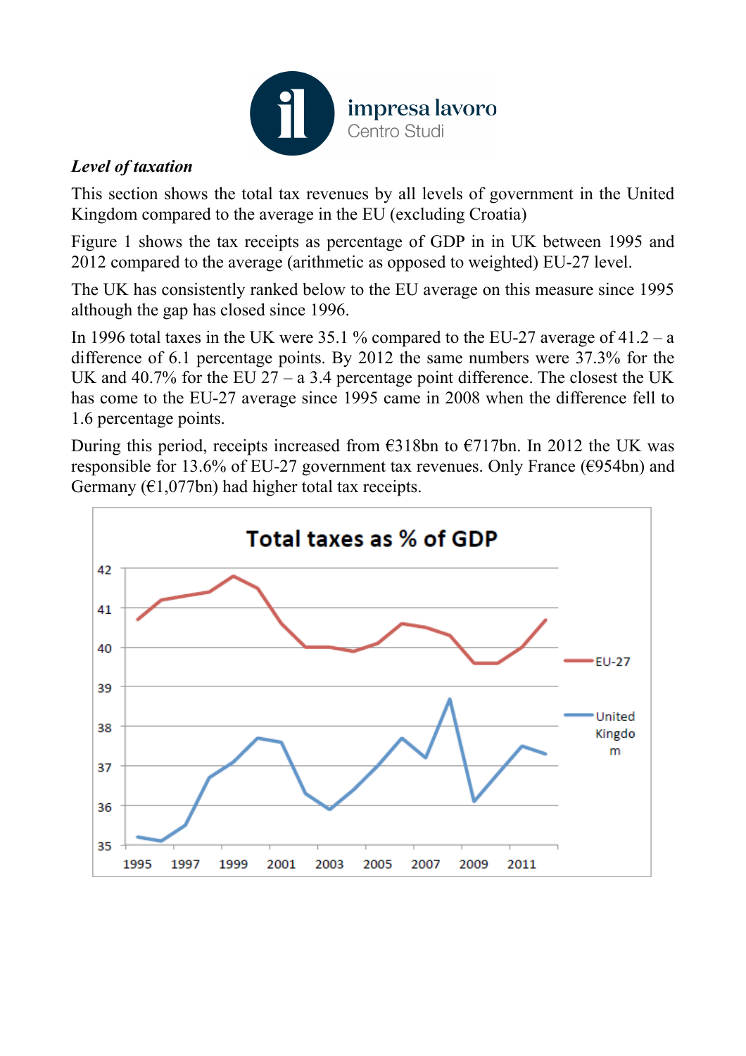*Level of taxation*

This section shows the total tax revenues by all levels of government in the United Kingdom compared to the average in the EU (excluding Croatia)

Figure 1 shows the tax receipts as percentage of GDP in in UK between 1995 and 2012 compared to the average (arithmetic as opposed to weighted) EU-27 level.

The UK has consistently ranked below to the EU average on this measure since 1995 although the gap has closed since 1996.

In 1996 total taxes in the UK were 35.1 % compared to the EU-27 average of 41.2 – a difference of 6.1 percentage points. By 2012 the same numbers were 37.3% for the UK and 40.7% for the EU 27 – a 3.4 percentage point difference. The closest the UK has come to the EU-27 average since 1995 came in 2008 when the difference fell to 1.6 percentage points.

During this period, receipts increased from €318bn to €717bn. In 2012 the UK was responsible for 13.6% of EU-27 government tax revenues. Only France (€954bn) and Germany (€1,077bn) had higher total tax receipts.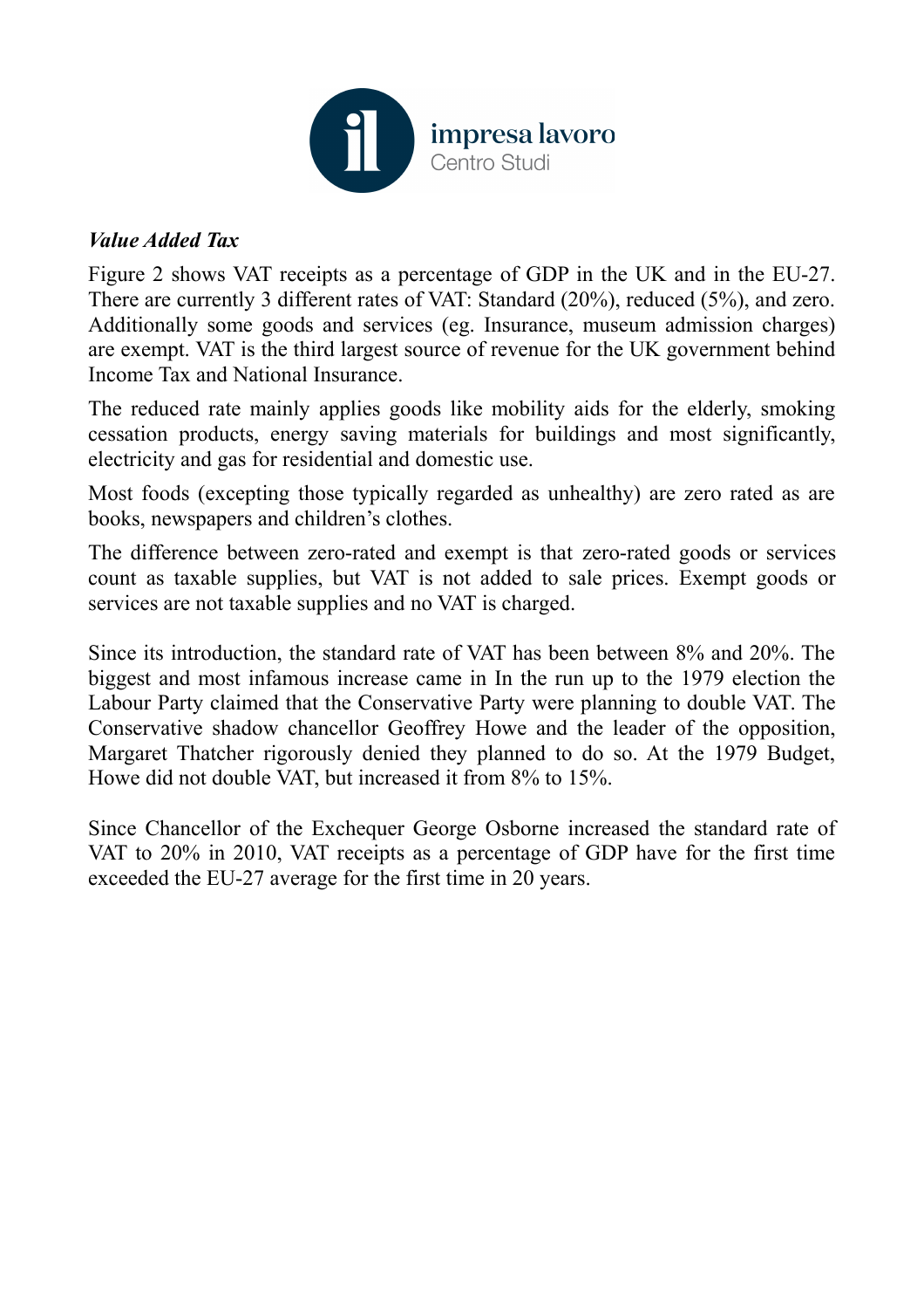***Value Added Tax***

Figure 2 shows VAT receipts as a percentage of GDP in the UK and in the EU-27. There are currently 3 different rates of VAT: Standard (20%), reduced (5%), and zero. Additionally some goods and services (eg. Insurance, museum admission charges) are exempt. VAT is the third largest source of revenue for the UK government behind Income Tax and National Insurance.

The reduced rate mainly applies goods like mobility aids for the elderly, smoking cessation products, energy saving materials for buildings and most significantly, electricity and gas for residential and domestic use.

Most foods (excepting those typically regarded as unhealthy) are zero rated as are books, newspapers and children's clothes.

The difference between zero-rated and exempt is that zero-rated goods or services count as taxable supplies, but VAT is not added to sale prices. Exempt goods or services are not taxable supplies and no VAT is charged.

Since its introduction, the standard rate of VAT has been between 8% and 20%. The biggest and most infamous increase came in In the run up to the 1979 election the Labour Party claimed that the Conservative Party were planning to double VAT. The Conservative shadow chancellor Geoffrey Howe and the leader of the opposition, Margaret Thatcher rigorously denied they planned to do so. At the 1979 Budget, Howe did not double VAT, but increased it from 8% to 15%.

Since Chancellor of the Exchequer George Osborne increased the standard rate of VAT to 20% in 2010, VAT receipts as a percentage of GDP have for the first time exceeded the EU-27 average for the first time in 20 years.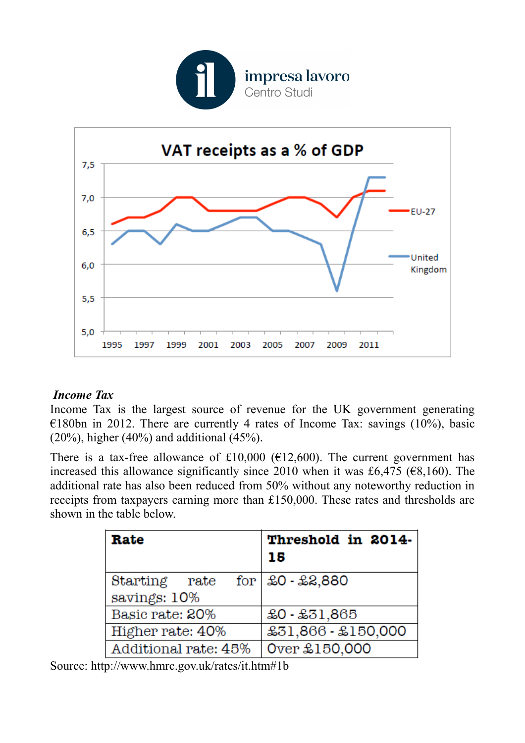### *Income Tax*

Income Tax is the largest source of revenue for the UK government generating €180bn in 2012. There are currently 4 rates of Income Tax: savings (10%), basic (20%), higher (40%) and additional (45%).

There is a tax-free allowance of £10,000 (€12,600). The current government has increased this allowance significantly since 2010 when it was £6,475 (€8,160). The additional rate has also been reduced from 50% without any noteworthy reduction in receipts from taxpayers earning more than £150,000. These rates and thresholds are shown in the table below.

| **Rate** | **Threshold in 2014-15** |
|---|---|
| Starting rate for savings: 10% | £0 - £2,880 |
| Basic rate: 20% | £0 - £31,865 |
| Higher rate: 40% | £31,866 - £150,000 |
| Additional rate: 45% | Over £150,000 |

Source: http://www.hmrc.gov.uk/rates/it.htm#1b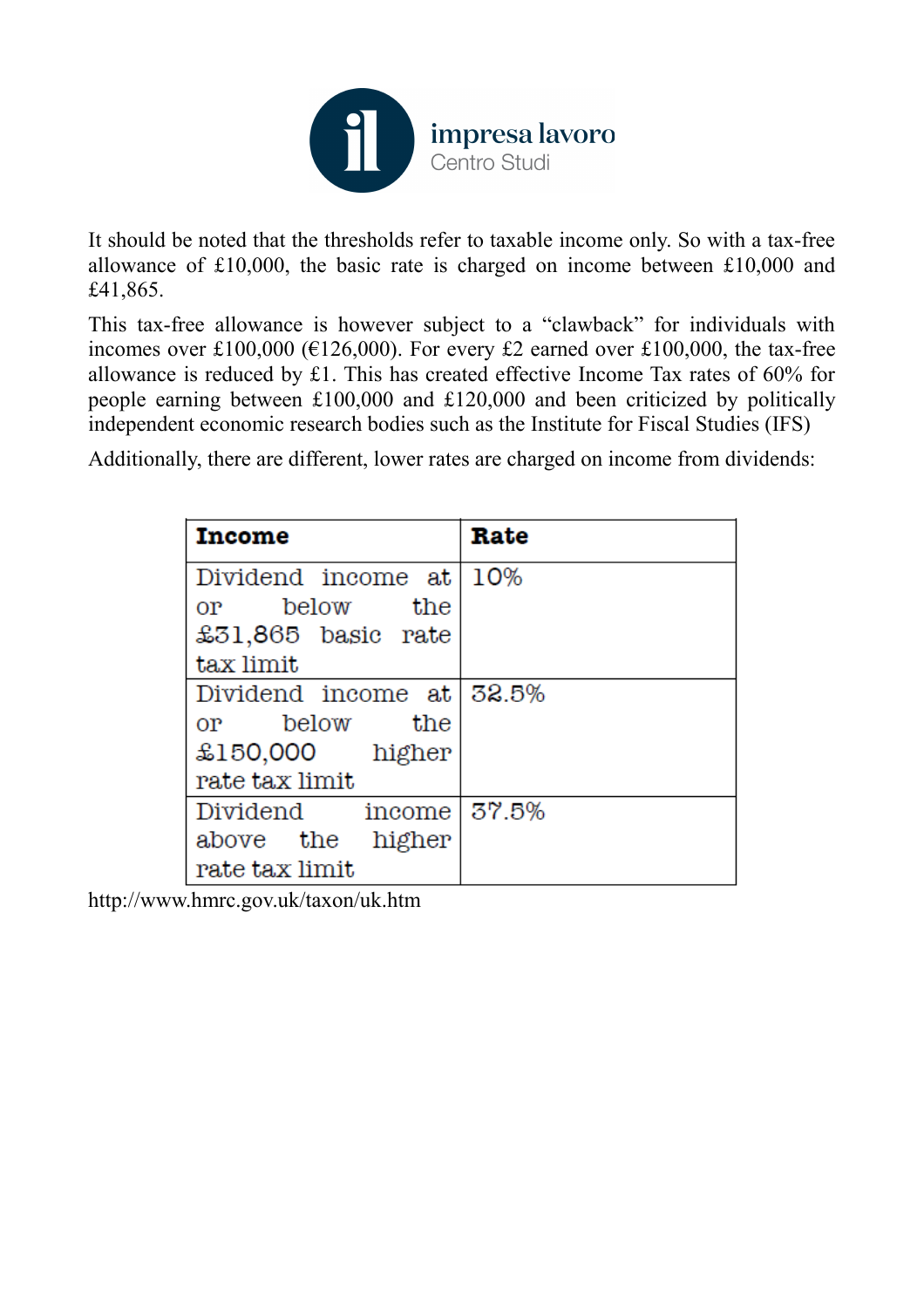It should be noted that the thresholds refer to taxable income only. So with a tax-free allowance of £10,000, the basic rate is charged on income between £10,000 and £41,865.

This tax-free allowance is however subject to a "clawback" for individuals with incomes over £100,000 (€126,000). For every £2 earned over £100,000, the tax-free allowance is reduced by £1. This has created effective Income Tax rates of 60% for people earning between £100,000 and £120,000 and been criticized by politically independent economic research bodies such as the Institute for Fiscal Studies (IFS)

Additionally, there are different, lower rates are charged on income from dividends:

| **Income** | **Rate** |
|---|---|
| Dividend income at or below the £31,865 basic rate tax limit | 10% |
| Dividend income at or below the £150,000 higher rate tax limit | 32.5% |
| Dividend income above the higher rate tax limit | 37.5% |

http://www.hmrc.gov.uk/taxon/uk.htm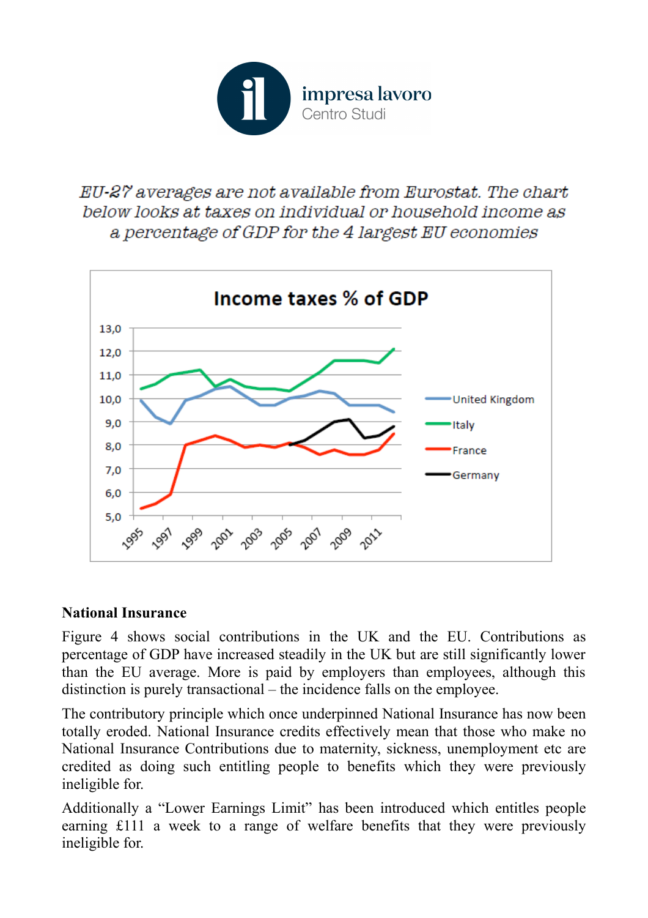*EU-27 averages are not available from Eurostat. The chart below looks at taxes on individual or household income as a percentage of GDP for the 4 largest EU economies*

**Income taxes % of GDP**

### National Insurance

Figure 4 shows social contributions in the UK and the EU. Contributions as percentage of GDP have increased steadily in the UK but are still significantly lower than the EU average. More is paid by employers than employees, although this distinction is purely transactional – the incidence falls on the employee.

The contributory principle which once underpinned National Insurance has now been totally eroded. National Insurance credits effectively mean that those who make no National Insurance Contributions due to maternity, sickness, unemployment etc are credited as doing such entitling people to benefits which they were previously ineligible for.

Additionally a “Lower Earnings Limit” has been introduced which entitles people earning £111 a week to a range of welfare benefits that they were previously ineligible for.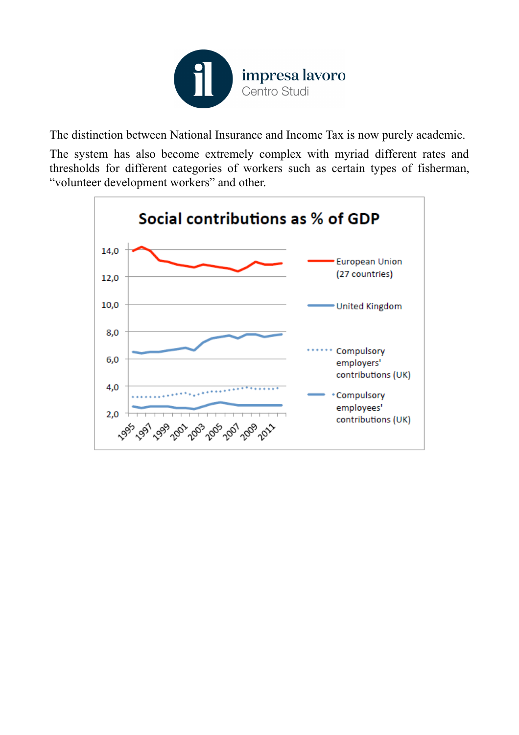The distinction between National Insurance and Income Tax is now purely academic.

The system has also become extremely complex with myriad different rates and thresholds for different categories of workers such as certain types of fisherman, "volunteer development workers" and other.

**Social contributions as % of GDP**

European Union (27 countries)

United Kingdom

Compulsory employers' contributions (UK)

Compulsory employees' contributions (UK)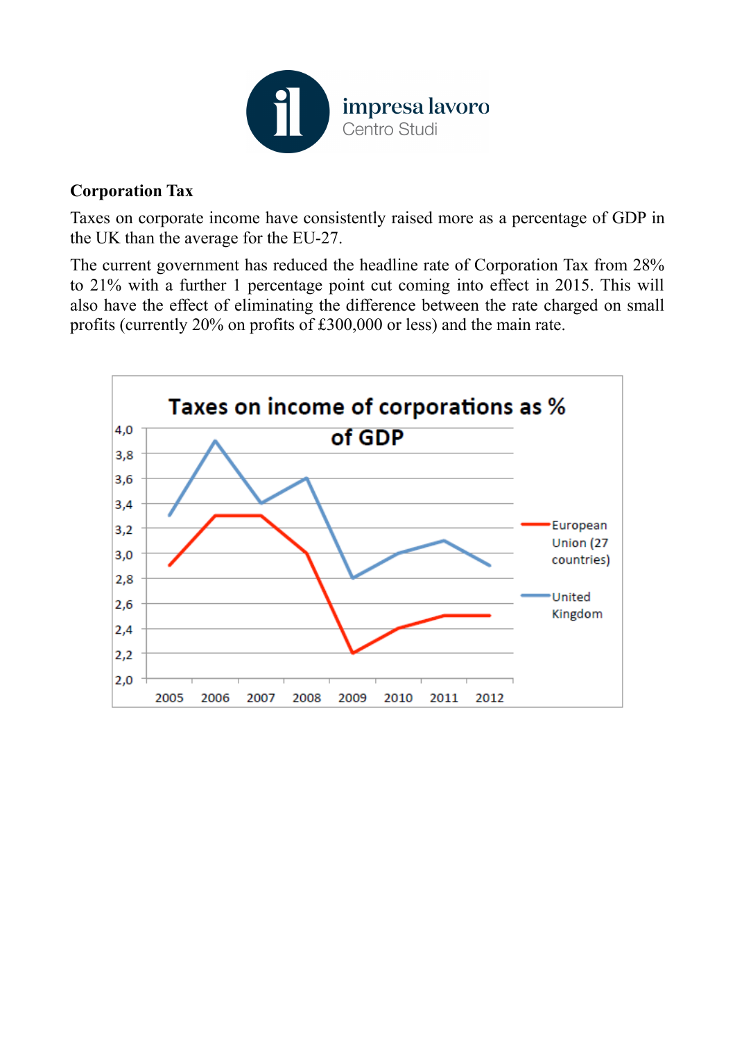**Corporation Tax**

Taxes on corporate income have consistently raised more as a percentage of GDP in the UK than the average for the EU-27.

The current government has reduced the headline rate of Corporation Tax from 28% to 21% with a further 1 percentage point cut coming into effect in 2015. This will also have the effect of eliminating the difference between the rate charged on small profits (currently 20% on profits of £300,000 or less) and the main rate.

**Taxes on income of corporations as % of GDP**

| Year | European Union (27 countries) | United Kingdom |
|---|---|---|
| 2005 | 2,9 | 3,3 |
| 2006 | 3,3 | 3,9 |
| 2007 | 3,3 | 3,4 |
| 2008 | 3,0 | 3,6 |
| 2009 | 2,2 | 2,8 |
| 2010 | 2,4 | 3,0 |
| 2011 | 2,5 | 3,1 |
| 2012 | 2,5 | 2,9 |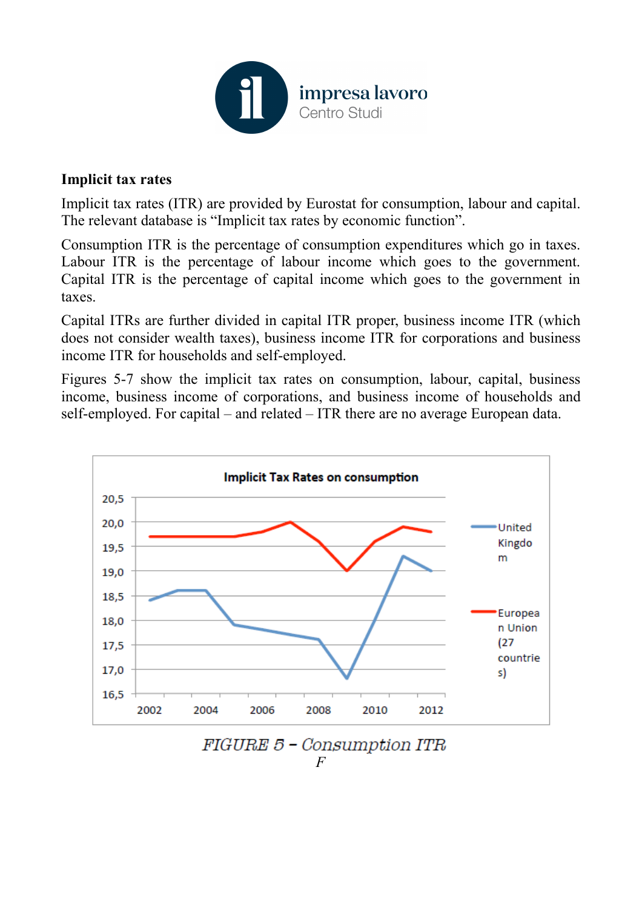**Implicit tax rates**

Implicit tax rates (ITR) are provided by Eurostat for consumption, labour and capital. The relevant database is "Implicit tax rates by economic function".

Consumption ITR is the percentage of consumption expenditures which go in taxes. Labour ITR is the percentage of labour income which goes to the government. Capital ITR is the percentage of capital income which goes to the government in taxes.

Capital ITRs are further divided in capital ITR proper, business income ITR (which does not consider wealth taxes), business income ITR for corporations and business income ITR for households and self-employed.

Figures 5-7 show the implicit tax rates on consumption, labour, capital, business income, business income of corporations, and business income of households and self-employed. For capital – and related – ITR there are no average European data.

FIGURE 5 – Consumption ITR

F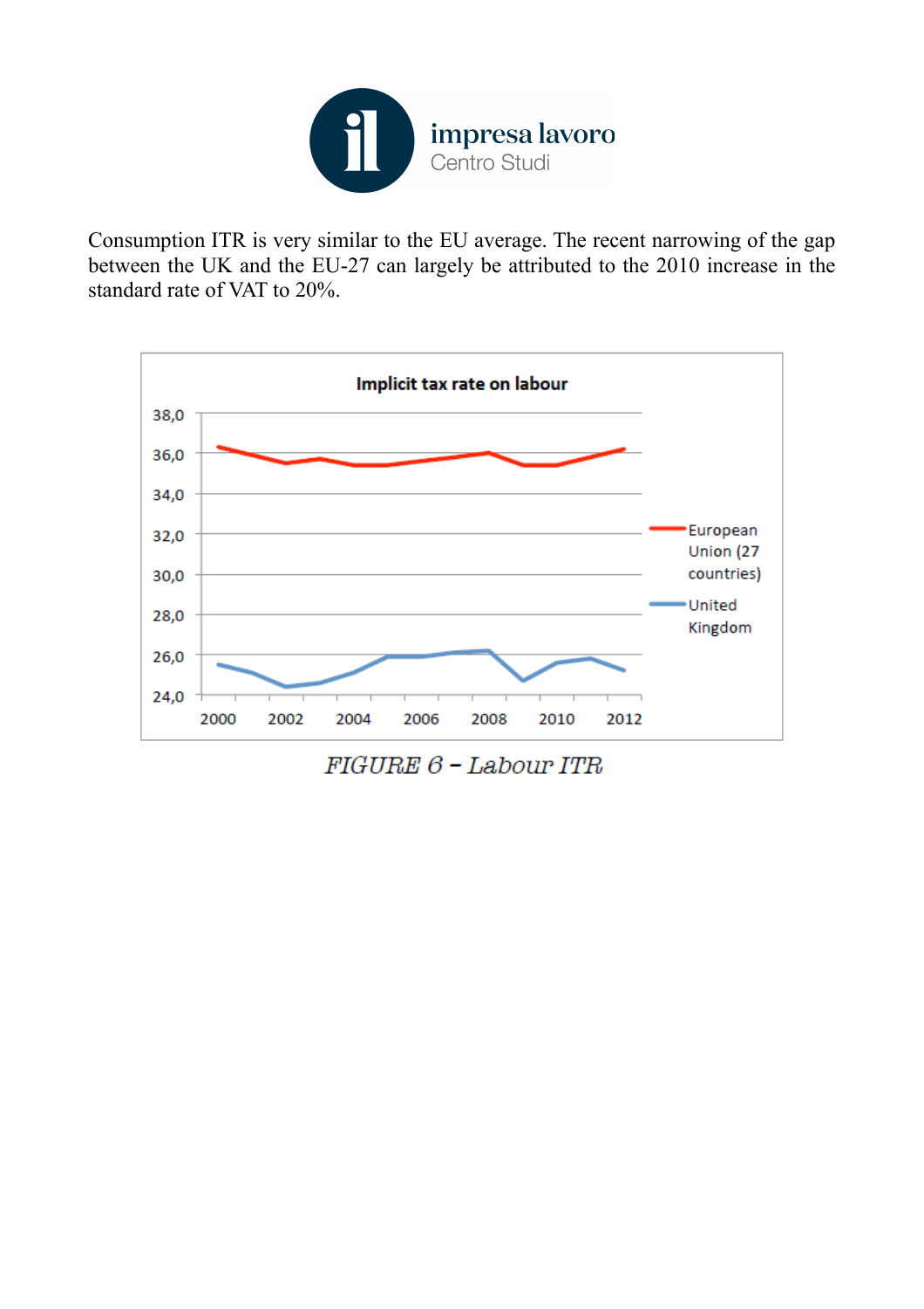Consumption ITR is very similar to the EU average. The recent narrowing of the gap between the UK and the EU-27 can largely be attributed to the 2010 increase in the standard rate of VAT to 20%.

*FIGURE 6 – Labour ITR*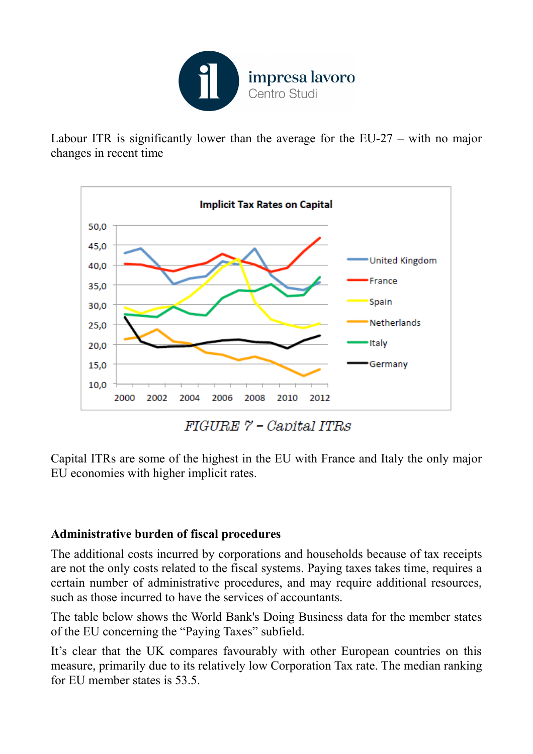Labour ITR is significantly lower than the average for the EU-27 – with no major changes in recent time

FIGURE 7 – Capital ITRs

Capital ITRs are some of the highest in the EU with France and Italy the only major EU economies with higher implicit rates.

**Administrative burden of fiscal procedures**

The additional costs incurred by corporations and households because of tax receipts are not the only costs related to the fiscal systems. Paying taxes takes time, requires a certain number of administrative procedures, and may require additional resources, such as those incurred to have the services of accountants.

The table below shows the World Bank's Doing Business data for the member states of the EU concerning the "Paying Taxes" subfield.

It's clear that the UK compares favourably with other European countries on this measure, primarily due to its relatively low Corporation Tax rate. The median ranking for EU member states is 53.5.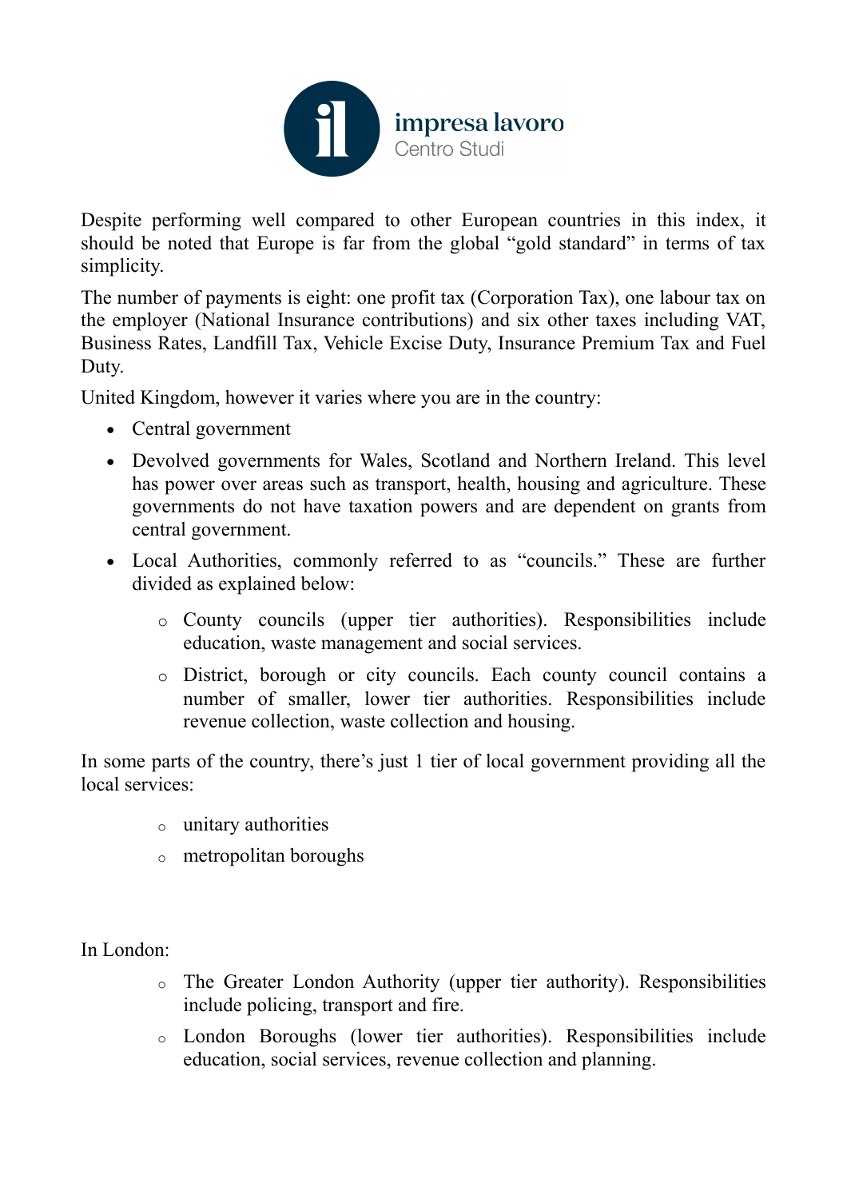Despite performing well compared to other European countries in this index, it should be noted that Europe is far from the global "gold standard" in terms of tax simplicity.

The number of payments is eight: one profit tax (Corporation Tax), one labour tax on the employer (National Insurance contributions) and six other taxes including VAT, Business Rates, Landfill Tax, Vehicle Excise Duty, Insurance Premium Tax and Fuel Duty.

United Kingdom, however it varies where you are in the country:

- Central government
- Devolved governments for Wales, Scotland and Northern Ireland. This level has power over areas such as transport, health, housing and agriculture. These governments do not have taxation powers and are dependent on grants from central government.
- Local Authorities, commonly referred to as "councils." These are further divided as explained below:
    - County councils (upper tier authorities). Responsibilities include education, waste management and social services.
    - District, borough or city councils. Each county council contains a number of smaller, lower tier authorities. Responsibilities include revenue collection, waste collection and housing.

In some parts of the country, there's just 1 tier of local government providing all the local services:

- unitary authorities
- metropolitan boroughs

In London:

- The Greater London Authority (upper tier authority). Responsibilities include policing, transport and fire.
- London Boroughs (lower tier authorities). Responsibilities include education, social services, revenue collection and planning.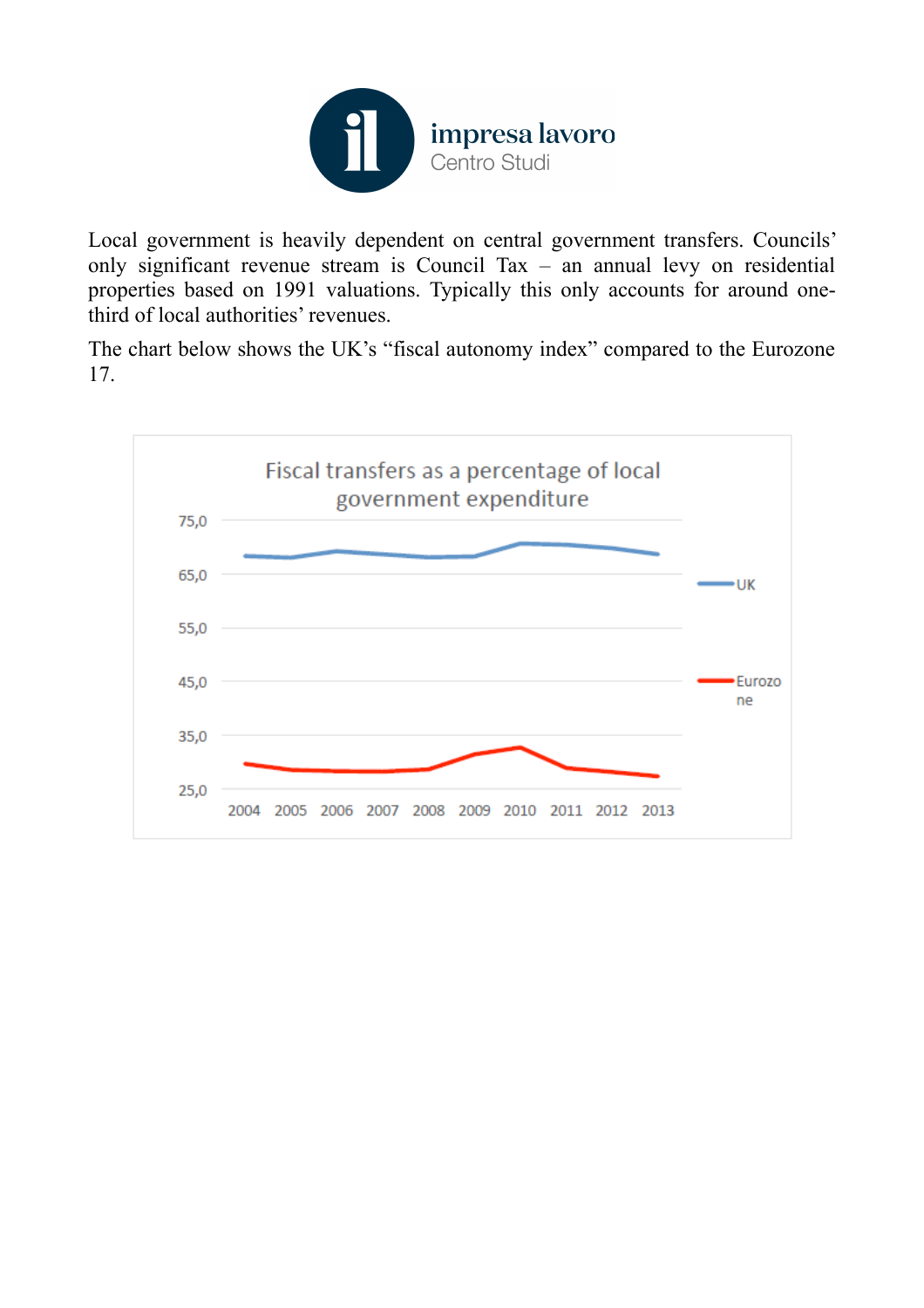Local government is heavily dependent on central government transfers. Councils' only significant revenue stream is Council Tax – an annual levy on residential properties based on 1991 valuations. Typically this only accounts for around one-third of local authorities' revenues.

The chart below shows the UK's "fiscal autonomy index" compared to the Eurozone 17.

Fiscal transfers as a percentage of local government expenditure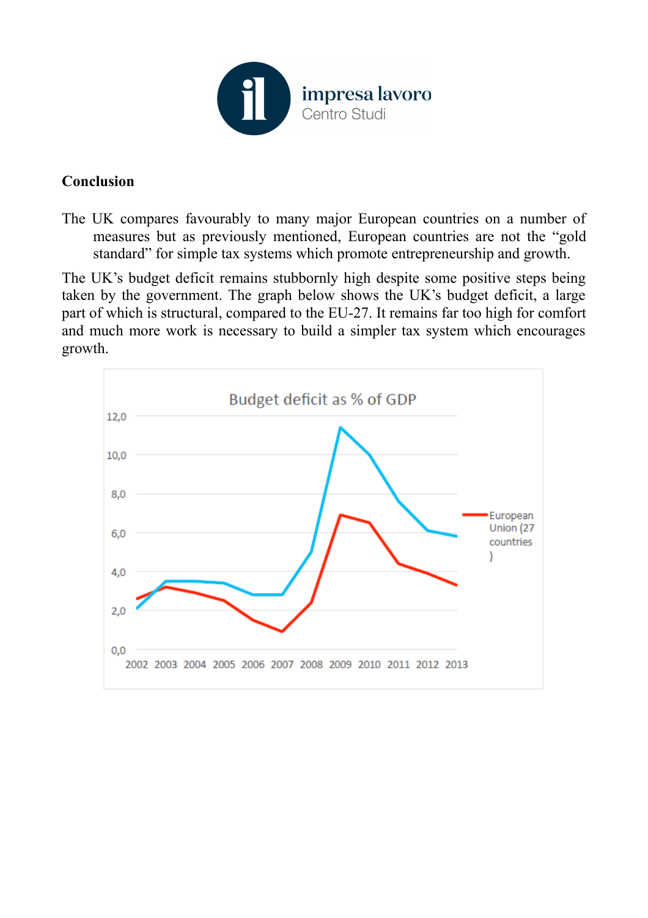## Conclusion

The UK compares favourably to many major European countries on a number of measures but as previously mentioned, European countries are not the "gold standard" for simple tax systems which promote entrepreneurship and growth.

The UK's budget deficit remains stubbornly high despite some positive steps being taken by the government. The graph below shows the UK's budget deficit, a large part of which is structural, compared to the EU-27. It remains far too high for comfort and much more work is necessary to build a simpler tax system which encourages growth.

Budget deficit as % of GDP

12,0
10,0
8,0
6,0
4,0
2,0
0,0

2002 2003 2004 2005 2006 2007 2008 2009 2010 2011 2012 2013

European Union (27 countries )